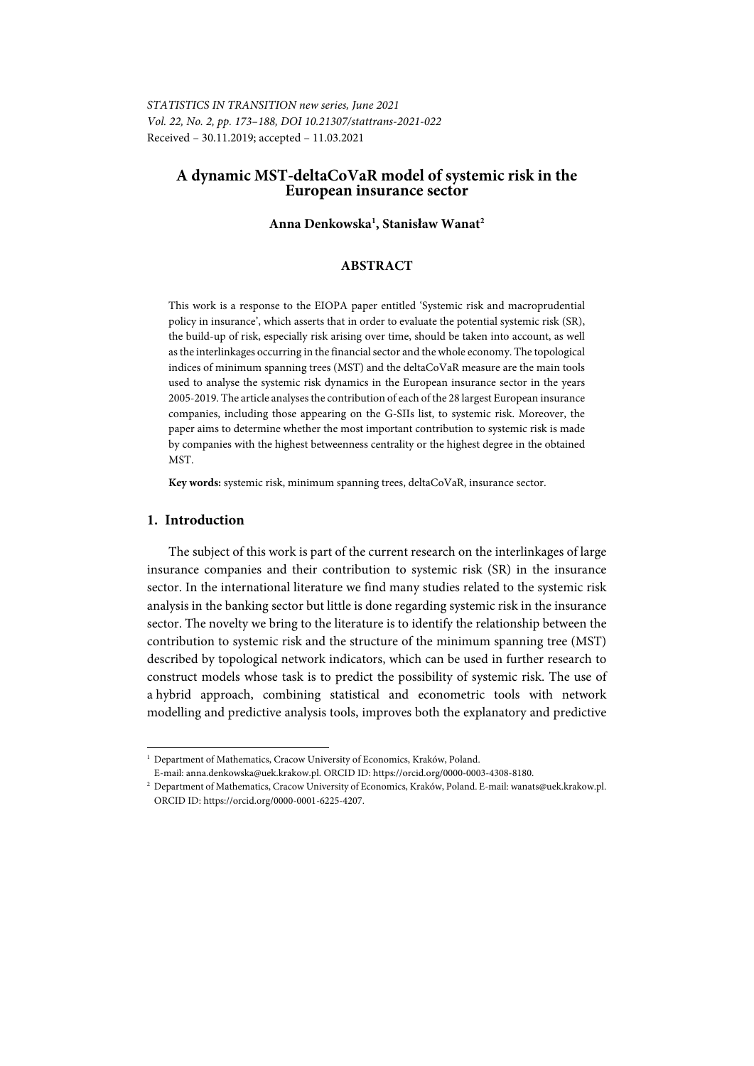*STATISTICS IN TRANSITION new series, June 2021*
*Vol. 22, No. 2, pp. 173–188, DOI 10.21307/stattrans-2021-022*
Received – 30.11.2019; accepted – 11.03.2021

# A dynamic MST-deltaCoVaR model of systemic risk in the European insurance sector

**Anna Denkowska[1], Stanisław Wanat[2]**

## ABSTRACT

This work is a response to the EIOPA paper entitled 'Systemic risk and macroprudential policy in insurance', which asserts that in order to evaluate the potential systemic risk (SR), the build-up of risk, especially risk arising over time, should be taken into account, as well as the interlinkages occurring in the financial sector and the whole economy. The topological indices of minimum spanning trees (MST) and the deltaCoVaR measure are the main tools used to analyse the systemic risk dynamics in the European insurance sector in the years 2005-2019. The article analyses the contribution of each of the 28 largest European insurance companies, including those appearing on the G-SIIs list, to systemic risk. Moreover, the paper aims to determine whether the most important contribution to systemic risk is made by companies with the highest betweenness centrality or the highest degree in the obtained MST.

**Key words:** systemic risk, minimum spanning trees, deltaCoVaR, insurance sector.

## 1. Introduction

The subject of this work is part of the current research on the interlinkages of large insurance companies and their contribution to systemic risk (SR) in the insurance sector. In the international literature we find many studies related to the systemic risk analysis in the banking sector but little is done regarding systemic risk in the insurance sector. The novelty we bring to the literature is to identify the relationship between the contribution to systemic risk and the structure of the minimum spanning tree (MST) described by topological network indicators, which can be used in further research to construct models whose task is to predict the possibility of systemic risk. The use of a hybrid approach, combining statistical and econometric tools with network modelling and predictive analysis tools, improves both the explanatory and predictive

---

[1] Department of Mathematics, Cracow University of Economics, Kraków, Poland. E-mail: anna.denkowska@uek.krakow.pl. ORCID ID: https://orcid.org/0000-0003-4308-8180.

[2] Department of Mathematics, Cracow University of Economics, Kraków, Poland. E-mail: wanats@uek.krakow.pl. ORCID ID: https://orcid.org/0000-0001-6225-4207.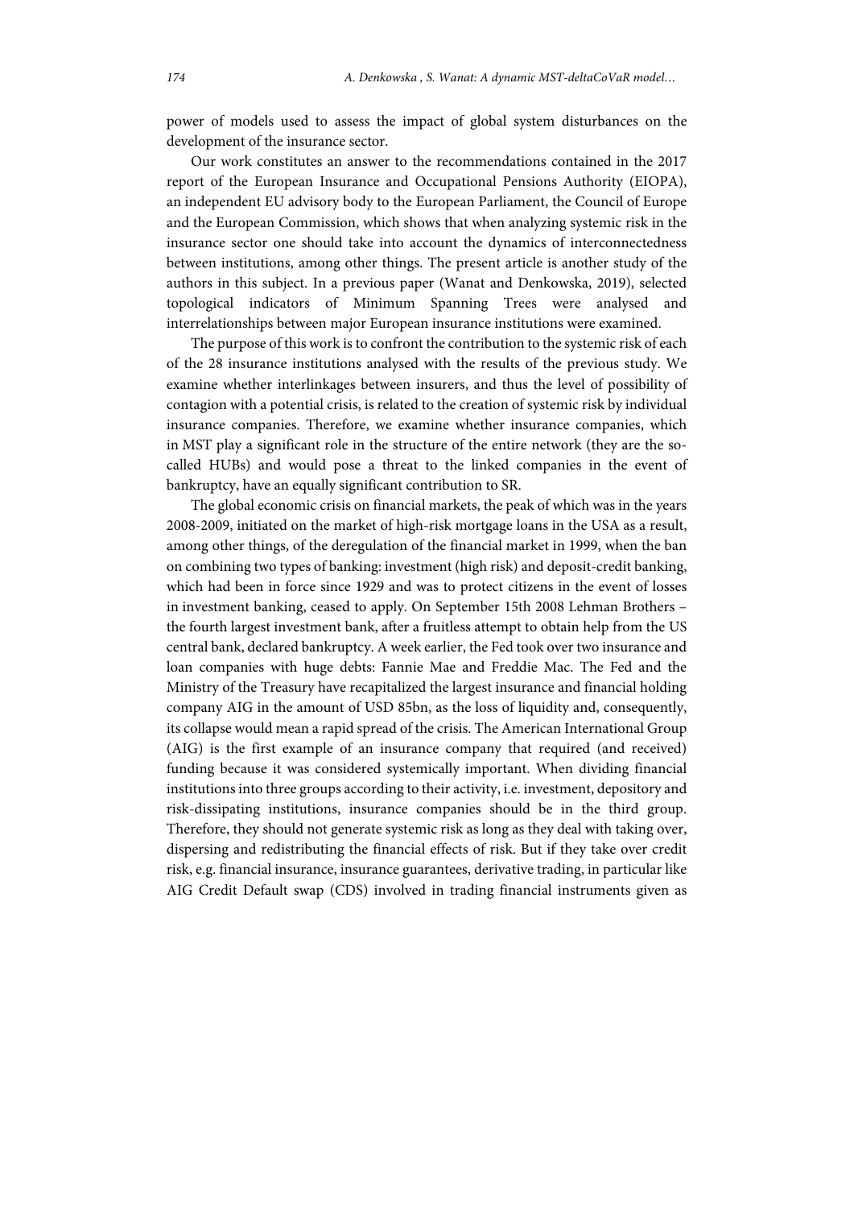power of models used to assess the impact of global system disturbances on the development of the insurance sector.

Our work constitutes an answer to the recommendations contained in the 2017 report of the European Insurance and Occupational Pensions Authority (EIOPA), an independent EU advisory body to the European Parliament, the Council of Europe and the European Commission, which shows that when analyzing systemic risk in the insurance sector one should take into account the dynamics of interconnectedness between institutions, among other things. The present article is another study of the authors in this subject. In a previous paper (Wanat and Denkowska, 2019), selected topological indicators of Minimum Spanning Trees were analysed and interrelationships between major European insurance institutions were examined.

The purpose of this work is to confront the contribution to the systemic risk of each of the 28 insurance institutions analysed with the results of the previous study. We examine whether interlinkages between insurers, and thus the level of possibility of contagion with a potential crisis, is related to the creation of systemic risk by individual insurance companies. Therefore, we examine whether insurance companies, which in MST play a significant role in the structure of the entire network (they are the so-called HUBs) and would pose a threat to the linked companies in the event of bankruptcy, have an equally significant contribution to SR.

The global economic crisis on financial markets, the peak of which was in the years 2008-2009, initiated on the market of high-risk mortgage loans in the USA as a result, among other things, of the deregulation of the financial market in 1999, when the ban on combining two types of banking: investment (high risk) and deposit-credit banking, which had been in force since 1929 and was to protect citizens in the event of losses in investment banking, ceased to apply. On September 15th 2008 Lehman Brothers – the fourth largest investment bank, after a fruitless attempt to obtain help from the US central bank, declared bankruptcy. A week earlier, the Fed took over two insurance and loan companies with huge debts: Fannie Mae and Freddie Mac. The Fed and the Ministry of the Treasury have recapitalized the largest insurance and financial holding company AIG in the amount of USD 85bn, as the loss of liquidity and, consequently, its collapse would mean a rapid spread of the crisis. The American International Group (AIG) is the first example of an insurance company that required (and received) funding because it was considered systemically important. When dividing financial institutions into three groups according to their activity, i.e. investment, depository and risk-dissipating institutions, insurance companies should be in the third group. Therefore, they should not generate systemic risk as long as they deal with taking over, dispersing and redistributing the financial effects of risk. But if they take over credit risk, e.g. financial insurance, insurance guarantees, derivative trading, in particular like AIG Credit Default swap (CDS) involved in trading financial instruments given as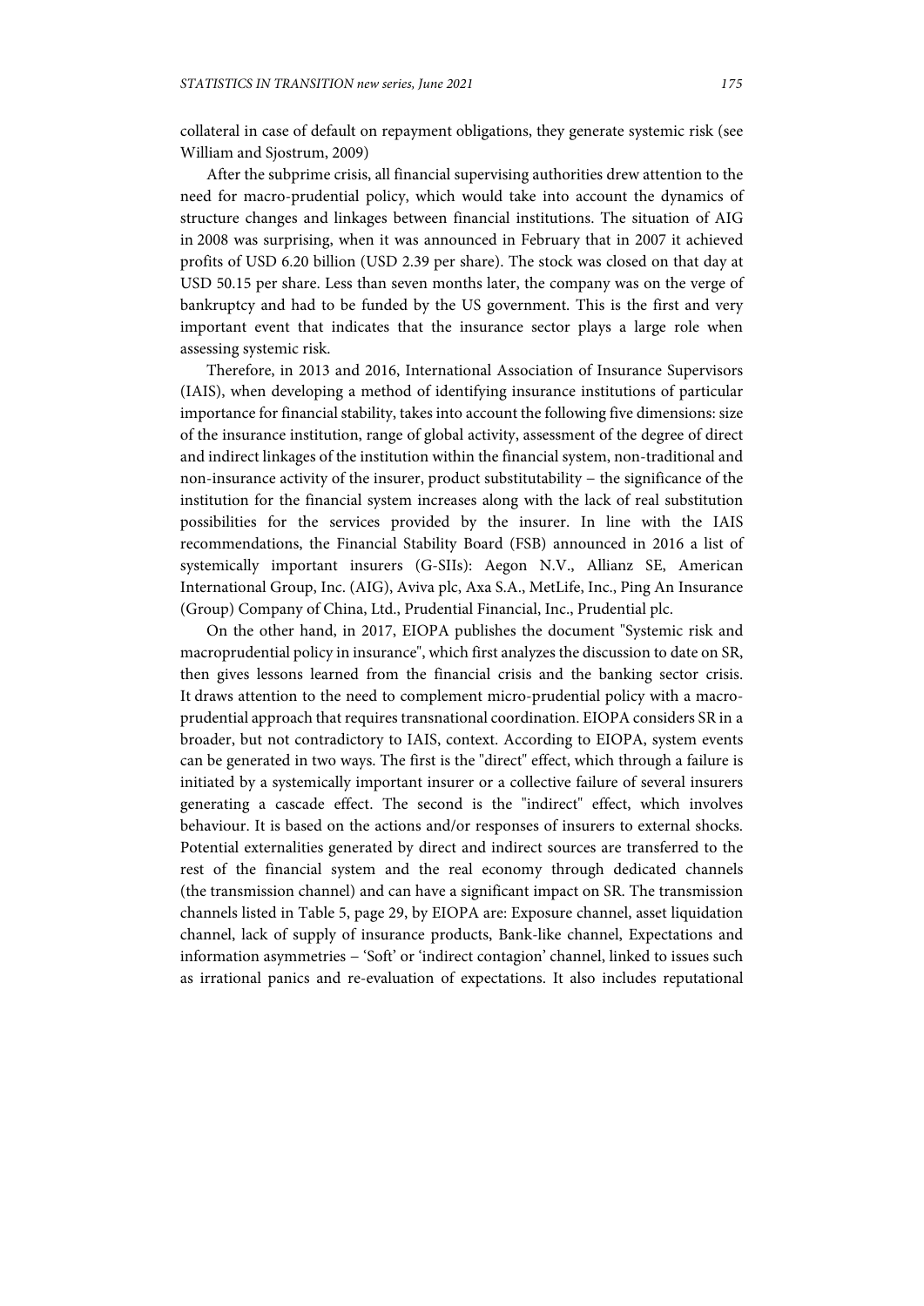collateral in case of default on repayment obligations, they generate systemic risk (see William and Sjostrum, 2009)

After the subprime crisis, all financial supervising authorities drew attention to the need for macro-prudential policy, which would take into account the dynamics of structure changes and linkages between financial institutions. The situation of AIG in 2008 was surprising, when it was announced in February that in 2007 it achieved profits of USD 6.20 billion (USD 2.39 per share). The stock was closed on that day at USD 50.15 per share. Less than seven months later, the company was on the verge of bankruptcy and had to be funded by the US government. This is the first and very important event that indicates that the insurance sector plays a large role when assessing systemic risk.

Therefore, in 2013 and 2016, International Association of Insurance Supervisors (IAIS), when developing a method of identifying insurance institutions of particular importance for financial stability, takes into account the following five dimensions: size of the insurance institution, range of global activity, assessment of the degree of direct and indirect linkages of the institution within the financial system, non-traditional and non-insurance activity of the insurer, product substitutability – the significance of the institution for the financial system increases along with the lack of real substitution possibilities for the services provided by the insurer. In line with the IAIS recommendations, the Financial Stability Board (FSB) announced in 2016 a list of systemically important insurers (G-SIIs): Aegon N.V., Allianz SE, American International Group, Inc. (AIG), Aviva plc, Axa S.A., MetLife, Inc., Ping An Insurance (Group) Company of China, Ltd., Prudential Financial, Inc., Prudential plc.

On the other hand, in 2017, EIOPA publishes the document "Systemic risk and macroprudential policy in insurance", which first analyzes the discussion to date on SR, then gives lessons learned from the financial crisis and the banking sector crisis. It draws attention to the need to complement micro-prudential policy with a macro-prudential approach that requires transnational coordination. EIOPA considers SR in a broader, but not contradictory to IAIS, context. According to EIOPA, system events can be generated in two ways. The first is the "direct" effect, which through a failure is initiated by a systemically important insurer or a collective failure of several insurers generating a cascade effect. The second is the "indirect" effect, which involves behaviour. It is based on the actions and/or responses of insurers to external shocks. Potential externalities generated by direct and indirect sources are transferred to the rest of the financial system and the real economy through dedicated channels (the transmission channel) and can have a significant impact on SR. The transmission channels listed in Table 5, page 29, by EIOPA are: Exposure channel, asset liquidation channel, lack of supply of insurance products, Bank-like channel, Expectations and information asymmetries – 'Soft' or 'indirect contagion' channel, linked to issues such as irrational panics and re-evaluation of expectations. It also includes reputational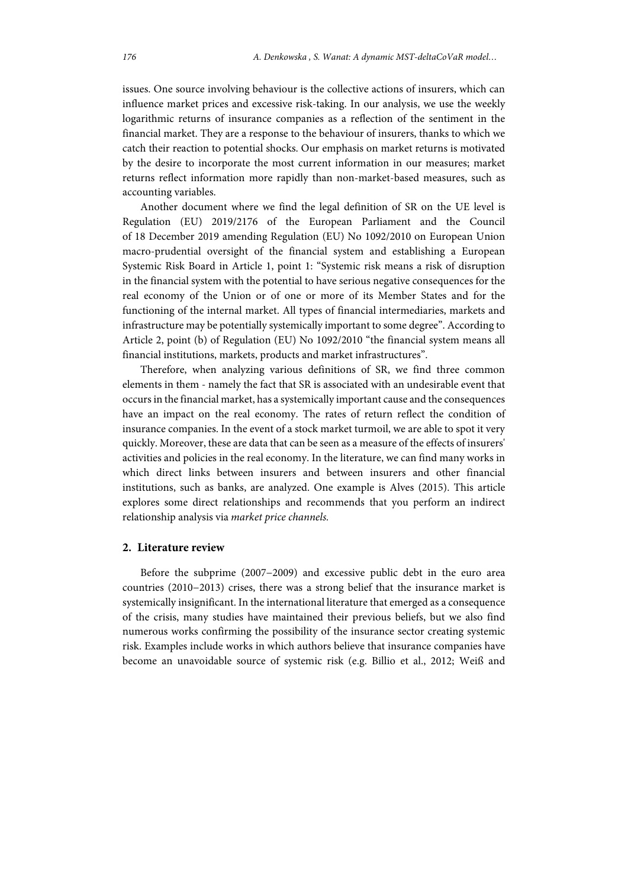issues. One source involving behaviour is the collective actions of insurers, which can influence market prices and excessive risk-taking. In our analysis, we use the weekly logarithmic returns of insurance companies as a reflection of the sentiment in the financial market. They are a response to the behaviour of insurers, thanks to which we catch their reaction to potential shocks. Our emphasis on market returns is motivated by the desire to incorporate the most current information in our measures; market returns reflect information more rapidly than non-market-based measures, such as accounting variables.

Another document where we find the legal definition of SR on the UE level is Regulation (EU) 2019/2176 of the European Parliament and the Council of 18 December 2019 amending Regulation (EU) No 1092/2010 on European Union macro-prudential oversight of the financial system and establishing a European Systemic Risk Board in Article 1, point 1: "Systemic risk means a risk of disruption in the financial system with the potential to have serious negative consequences for the real economy of the Union or of one or more of its Member States and for the functioning of the internal market. All types of financial intermediaries, markets and infrastructure may be potentially systemically important to some degree". According to Article 2, point (b) of Regulation (EU) No 1092/2010 "the financial system means all financial institutions, markets, products and market infrastructures".

Therefore, when analyzing various definitions of SR, we find three common elements in them - namely the fact that SR is associated with an undesirable event that occurs in the financial market, has a systemically important cause and the consequences have an impact on the real economy. The rates of return reflect the condition of insurance companies. In the event of a stock market turmoil, we are able to spot it very quickly. Moreover, these are data that can be seen as a measure of the effects of insurers' activities and policies in the real economy. In the literature, we can find many works in which direct links between insurers and between insurers and other financial institutions, such as banks, are analyzed. One example is Alves (2015). This article explores some direct relationships and recommends that you perform an indirect relationship analysis via *market price channels.*

## 2. Literature review

Before the subprime (2007–2009) and excessive public debt in the euro area countries (2010–2013) crises, there was a strong belief that the insurance market is systemically insignificant. In the international literature that emerged as a consequence of the crisis, many studies have maintained their previous beliefs, but we also find numerous works confirming the possibility of the insurance sector creating systemic risk. Examples include works in which authors believe that insurance companies have become an unavoidable source of systemic risk (e.g. Billio et al., 2012; Weiß and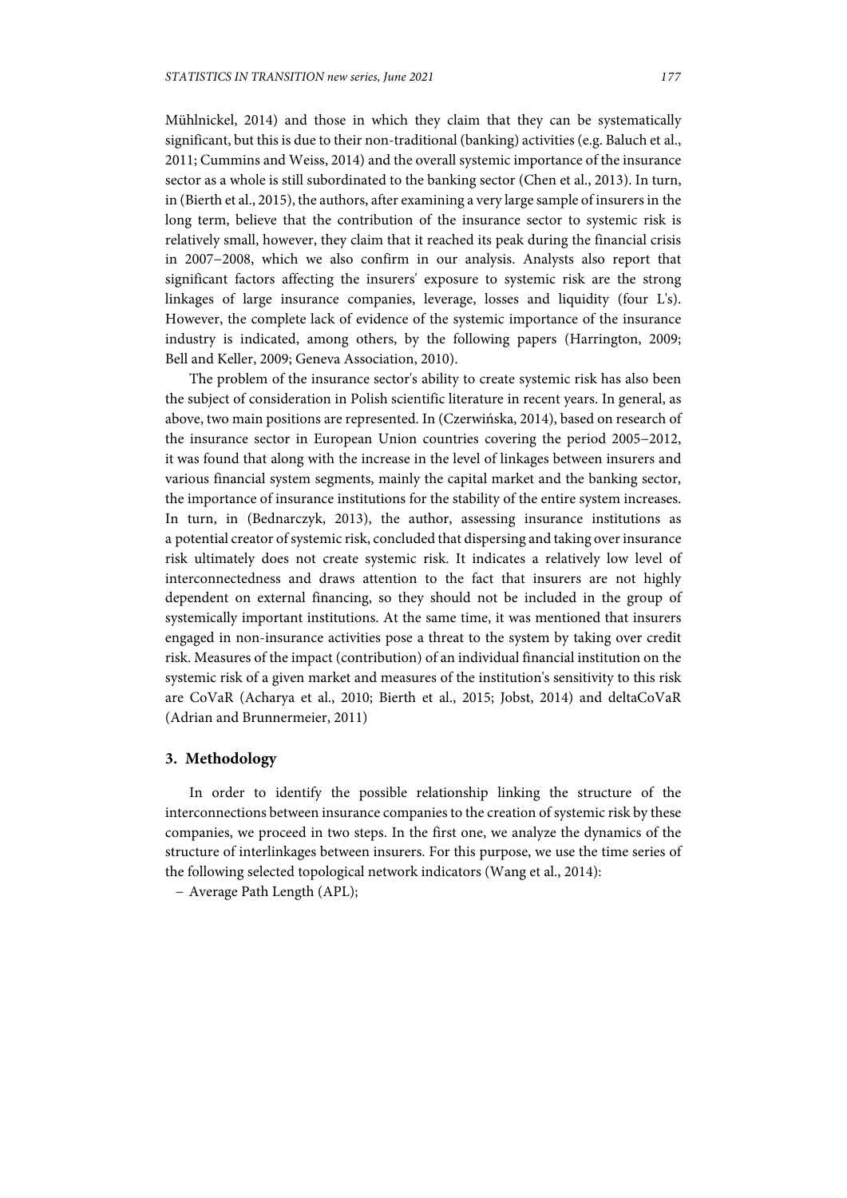Mühlnickel, 2014) and those in which they claim that they can be systematically significant, but this is due to their non-traditional (banking) activities (e.g. Baluch et al., 2011; Cummins and Weiss, 2014) and the overall systemic importance of the insurance sector as a whole is still subordinated to the banking sector (Chen et al., 2013). In turn, in (Bierth et al., 2015), the authors, after examining a very large sample of insurers in the long term, believe that the contribution of the insurance sector to systemic risk is relatively small, however, they claim that it reached its peak during the financial crisis in 2007–2008, which we also confirm in our analysis. Analysts also report that significant factors affecting the insurers' exposure to systemic risk are the strong linkages of large insurance companies, leverage, losses and liquidity (four L's). However, the complete lack of evidence of the systemic importance of the insurance industry is indicated, among others, by the following papers (Harrington, 2009; Bell and Keller, 2009; Geneva Association, 2010).

The problem of the insurance sector's ability to create systemic risk has also been the subject of consideration in Polish scientific literature in recent years. In general, as above, two main positions are represented. In (Czerwińska, 2014), based on research of the insurance sector in European Union countries covering the period 2005–2012, it was found that along with the increase in the level of linkages between insurers and various financial system segments, mainly the capital market and the banking sector, the importance of insurance institutions for the stability of the entire system increases. In turn, in (Bednarczyk, 2013), the author, assessing insurance institutions as a potential creator of systemic risk, concluded that dispersing and taking over insurance risk ultimately does not create systemic risk. It indicates a relatively low level of interconnectedness and draws attention to the fact that insurers are not highly dependent on external financing, so they should not be included in the group of systemically important institutions. At the same time, it was mentioned that insurers engaged in non-insurance activities pose a threat to the system by taking over credit risk. Measures of the impact (contribution) of an individual financial institution on the systemic risk of a given market and measures of the institution's sensitivity to this risk are CoVaR (Acharya et al., 2010; Bierth et al., 2015; Jobst, 2014) and deltaCoVaR (Adrian and Brunnermeier, 2011)

## 3. Methodology

In order to identify the possible relationship linking the structure of the interconnections between insurance companies to the creation of systemic risk by these companies, we proceed in two steps. In the first one, we analyze the dynamics of the structure of interlinkages between insurers. For this purpose, we use the time series of the following selected topological network indicators (Wang et al., 2014):

- Average Path Length (APL);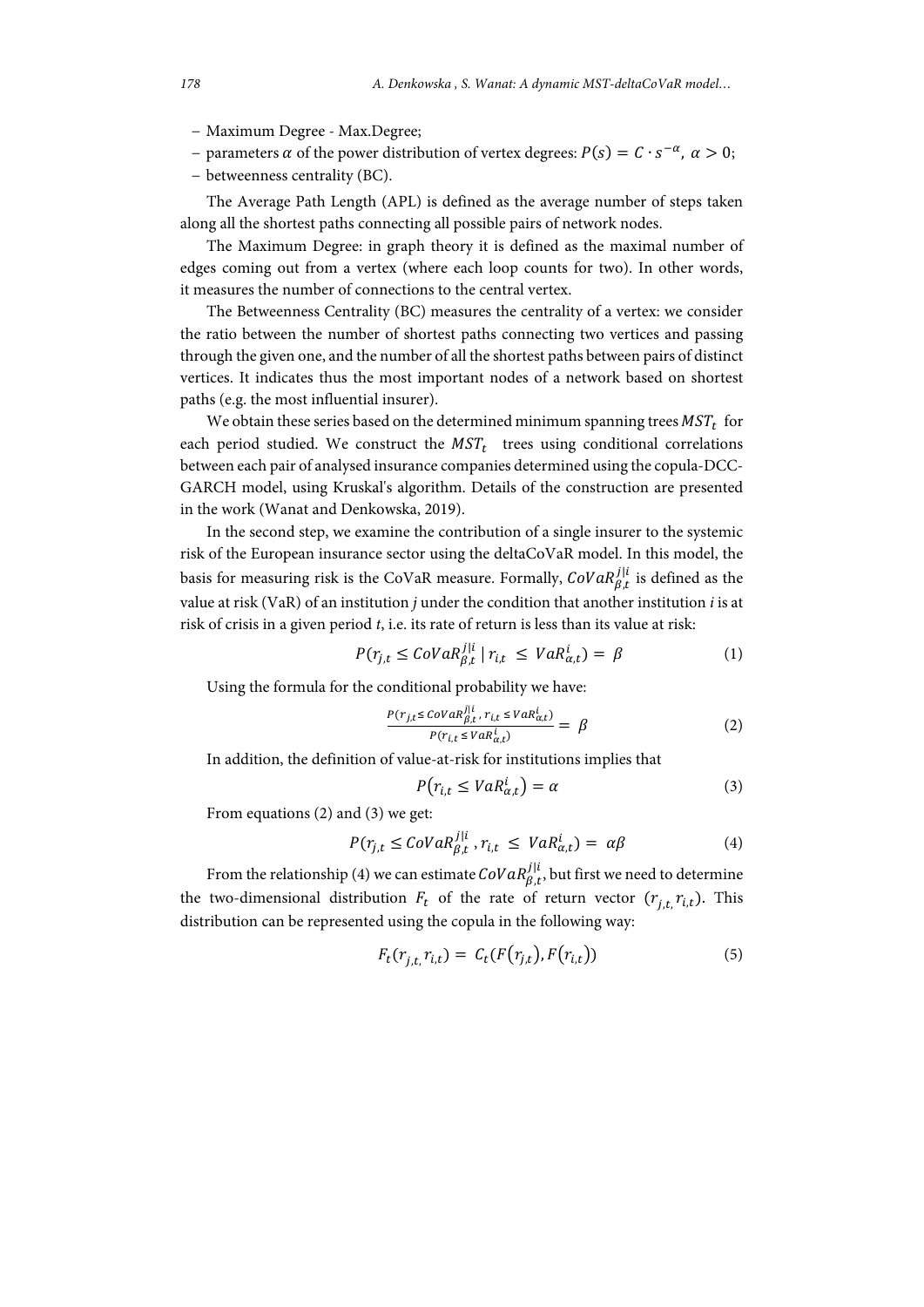- Maximum Degree - Max.Degree;
- parameters $\alpha$ of the power distribution of vertex degrees: $P(s) = C \cdot s^{-\alpha}$, $\alpha > 0$;
- betweenness centrality (BC).

The Average Path Length (APL) is defined as the average number of steps taken along all the shortest paths connecting all possible pairs of network nodes.

The Maximum Degree: in graph theory it is defined as the maximal number of edges coming out from a vertex (where each loop counts for two). In other words, it measures the number of connections to the central vertex.

The Betweenness Centrality (BC) measures the centrality of a vertex: we consider the ratio between the number of shortest paths connecting two vertices and passing through the given one, and the number of all the shortest paths between pairs of distinct vertices. It indicates thus the most important nodes of a network based on shortest paths (e.g. the most influential insurer).

We obtain these series based on the determined minimum spanning trees $MST_t$ for each period studied. We construct the $MST_t$ trees using conditional correlations between each pair of analysed insurance companies determined using the copula-DCC-GARCH model, using Kruskal's algorithm. Details of the construction are presented in the work (Wanat and Denkowska, 2019).

In the second step, we examine the contribution of a single insurer to the systemic risk of the European insurance sector using the deltaCoVaR model. In this model, the basis for measuring risk is the CoVaR measure. Formally, $CoVaR_{\beta,t}^{j|i}$ is defined as the value at risk (VaR) of an institution *j* under the condition that another institution *i* is at risk of crisis in a given period *t*, i.e. its rate of return is less than its value at risk:

$$P(r_{j,t} \leq CoVaR_{\beta,t}^{j|i} \mid r_{i,t} \leq VaR_{\alpha,t}^{i}) = \beta \tag{1}$$

Using the formula for the conditional probability we have:

$$\frac{P(r_{j,t} \leq CoVaR_{\beta,t}^{j|i}, r_{i,t} \leq VaR_{\alpha,t}^{i})}{P(r_{i,t} \leq VaR_{\alpha,t}^{i})} = \beta \tag{2}$$

In addition, the definition of value-at-risk for institutions implies that

$$P(r_{i,t} \leq VaR_{\alpha,t}^{i}) = \alpha \tag{3}$$

From equations (2) and (3) we get:

$$P(r_{j,t} \leq CoVaR_{\beta,t}^{j|i}, r_{i,t} \leq VaR_{\alpha,t}^{i}) = \alpha\beta \tag{4}$$

From the relationship (4) we can estimate $CoVaR_{\beta,t}^{j|i}$, but first we need to determine the two-dimensional distribution $F_t$ of the rate of return vector $(r_{j,t}, r_{i,t})$. This distribution can be represented using the copula in the following way:

$$F_t(r_{j,t}, r_{i,t}) = C_t(F(r_{j,t}), F(r_{i,t})) \tag{5}$$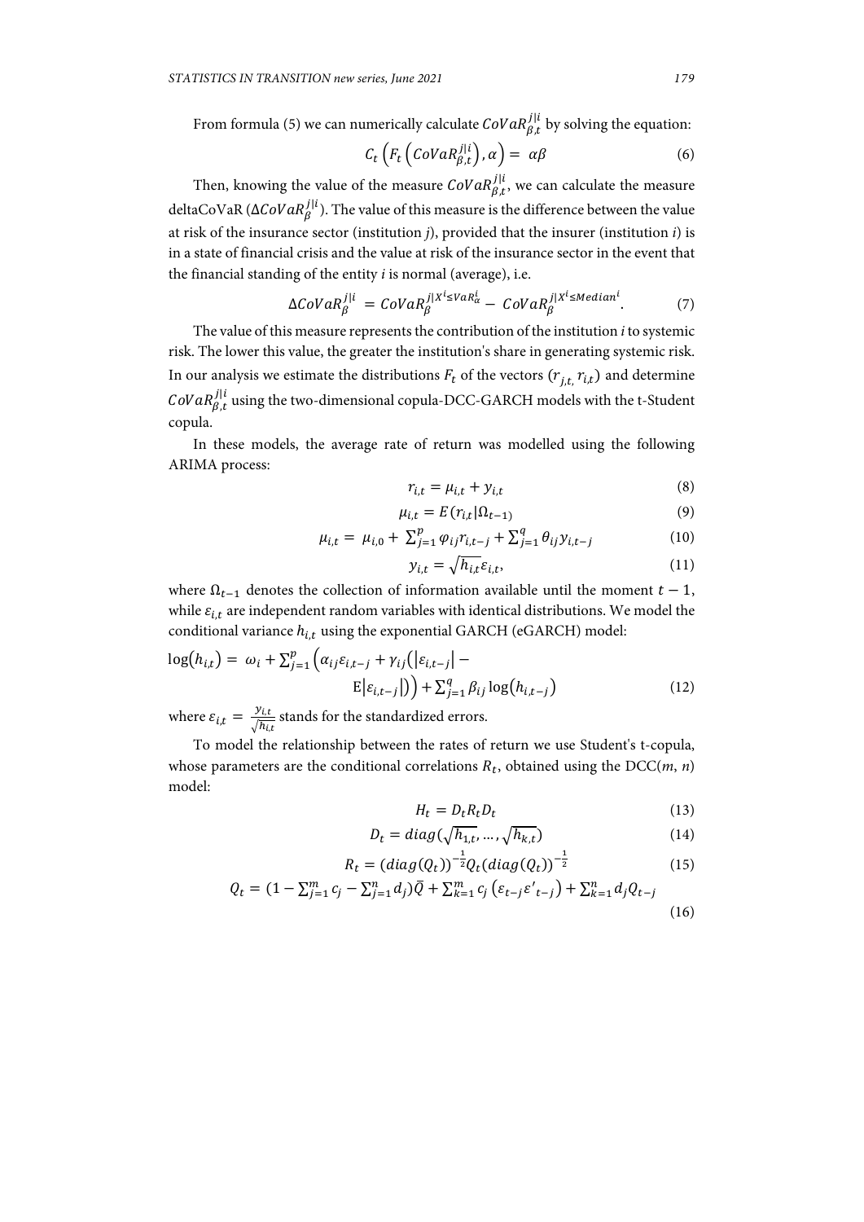From formula (5) we can numerically calculate $CoVaR_{\beta,t}^{j|i}$ by solving the equation:

$$C_t\left(F_t\left(CoVaR_{\beta,t}^{j|i}\right), \alpha\right) = \alpha\beta \tag{6}$$

Then, knowing the value of the measure $CoVaR_{\beta,t}^{j|i}$, we can calculate the measure deltaCoVaR ($\Delta CoVaR_{\beta}^{j|i}$). The value of this measure is the difference between the value at risk of the insurance sector (institution *j*), provided that the insurer (institution *i*) is in a state of financial crisis and the value at risk of the insurance sector in the event that the financial standing of the entity *i* is normal (average), i.e.

$$\Delta CoVaR_{\beta}^{j|i} = CoVaR_{\beta}^{j|X^i \leq VaR_{\alpha}^i} - CoVaR_{\beta}^{j|X^i \leq Median^i}. \tag{7}$$

The value of this measure represents the contribution of the institution *i* to systemic risk. The lower this value, the greater the institution's share in generating systemic risk. In our analysis we estimate the distributions $F_t$ of the vectors $(r_{j,t}, r_{i,t})$ and determine $CoVaR_{\beta,t}^{j|i}$ using the two-dimensional copula-DCC-GARCH models with the t-Student copula.

In these models, the average rate of return was modelled using the following ARIMA process:

$$r_{i,t} = \mu_{i,t} + y_{i,t} \tag{8}$$

$$\mu_{i,t} = E(r_{i,t}|\Omega_{t-1}) \tag{9}$$

$$\mu_{i,t} = \mu_{i,0} + \sum_{j=1}^{p} \varphi_{ij} r_{i,t-j} + \sum_{j=1}^{q} \theta_{ij} y_{i,t-j} \tag{10}$$

$$y_{i,t} = \sqrt{h_{i,t}}\varepsilon_{i,t}, \tag{11}$$

where $\Omega_{t-1}$ denotes the collection of information available until the moment $t-1$, while $\varepsilon_{i,t}$ are independent random variables with identical distributions. We model the conditional variance $h_{i,t}$ using the exponential GARCH (eGARCH) model:

$$\log(h_{i,t}) = \omega_i + \sum_{j=1}^{p}\left(\alpha_{ij}\varepsilon_{i,t-j} + \gamma_{ij}\left(|\varepsilon_{i,t-j}| - \mathrm{E}|\varepsilon_{i,t-j}|\right)\right) + \sum_{j=1}^{q}\beta_{ij}\log(h_{i,t-j}) \tag{12}$$

where $\varepsilon_{i,t} = \frac{y_{i,t}}{\sqrt{h_{i,t}}}$ stands for the standardized errors.

To model the relationship between the rates of return we use Student's t-copula, whose parameters are the conditional correlations $R_t$, obtained using the DCC(*m*, *n*) model:

$$H_t = D_t R_t D_t \tag{13}$$

$$D_t = diag(\sqrt{h_{1,t}}, \ldots, \sqrt{h_{k,t}}) \tag{14}$$

$$R_t = (diag(Q_t))^{-\frac{1}{2}} Q_t (diag(Q_t))^{-\frac{1}{2}} \tag{15}$$

$$Q_t = (1 - \sum_{j=1}^{m} c_j - \sum_{j=1}^{n} d_j)\bar{Q} + \sum_{k=1}^{m} c_j\left(\varepsilon_{t-j}\varepsilon'_{t-j}\right) + \sum_{k=1}^{n} d_j Q_{t-j} \tag{16}$$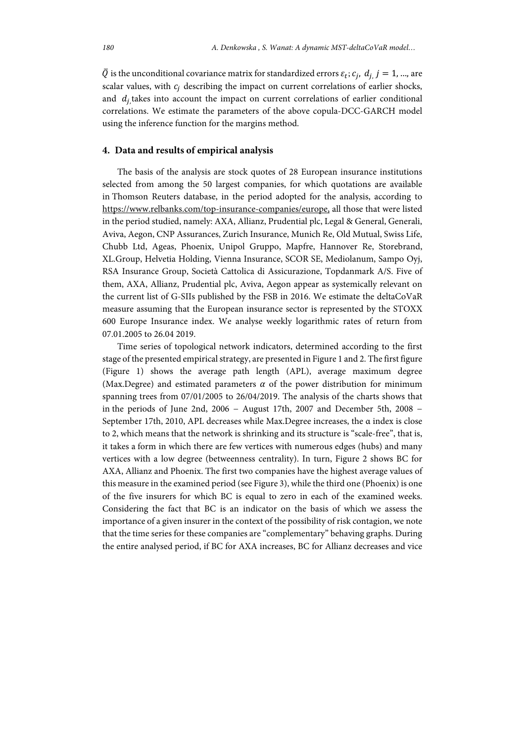$\bar{Q}$ is the unconditional covariance matrix for standardized errors $\varepsilon_t$; $c_j$, $d_j$, $j = 1, \ldots$, are scalar values, with $c_j$ describing the impact on current correlations of earlier shocks, and $d_j$ takes into account the impact on current correlations of earlier conditional correlations. We estimate the parameters of the above copula-DCC-GARCH model using the inference function for the margins method.

## 4. Data and results of empirical analysis

The basis of the analysis are stock quotes of 28 European insurance institutions selected from among the 50 largest companies, for which quotations are available in Thomson Reuters database, in the period adopted for the analysis, according to https://www.relbanks.com/top-insurance-companies/europe, all those that were listed in the period studied, namely: AXA, Allianz, Prudential plc, Legal & General, Generali, Aviva, Aegon, CNP Assurances, Zurich Insurance, Munich Re, Old Mutual, Swiss Life, Chubb Ltd, Ageas, Phoenix, Unipol Gruppo, Mapfre, Hannover Re, Storebrand, XL.Group, Helvetia Holding, Vienna Insurance, SCOR SE, Mediolanum, Sampo Oyj, RSA Insurance Group, Società Cattolica di Assicurazione, Topdanmark A/S. Five of them, AXA, Allianz, Prudential plc, Aviva, Aegon appear as systemically relevant on the current list of G-SIIs published by the FSB in 2016. We estimate the deltaCoVaR measure assuming that the European insurance sector is represented by the STOXX 600 Europe Insurance index. We analyse weekly logarithmic rates of return from 07.01.2005 to 26.04 2019.

Time series of topological network indicators, determined according to the first stage of the presented empirical strategy, are presented in Figure 1 and 2. The first figure (Figure 1) shows the average path length (APL), average maximum degree (Max.Degree) and estimated parameters $\alpha$ of the power distribution for minimum spanning trees from 07/01/2005 to 26/04/2019. The analysis of the charts shows that in the periods of June 2nd, 2006 – August 17th, 2007 and December 5th, 2008 – September 17th, 2010, APL decreases while Max.Degree increases, the $\alpha$ index is close to 2, which means that the network is shrinking and its structure is "scale-free", that is, it takes a form in which there are few vertices with numerous edges (hubs) and many vertices with a low degree (betweenness centrality). In turn, Figure 2 shows BC for AXA, Allianz and Phoenix. The first two companies have the highest average values of this measure in the examined period (see Figure 3), while the third one (Phoenix) is one of the five insurers for which BC is equal to zero in each of the examined weeks. Considering the fact that BC is an indicator on the basis of which we assess the importance of a given insurer in the context of the possibility of risk contagion, we note that the time series for these companies are "complementary" behaving graphs. During the entire analysed period, if BC for AXA increases, BC for Allianz decreases and vice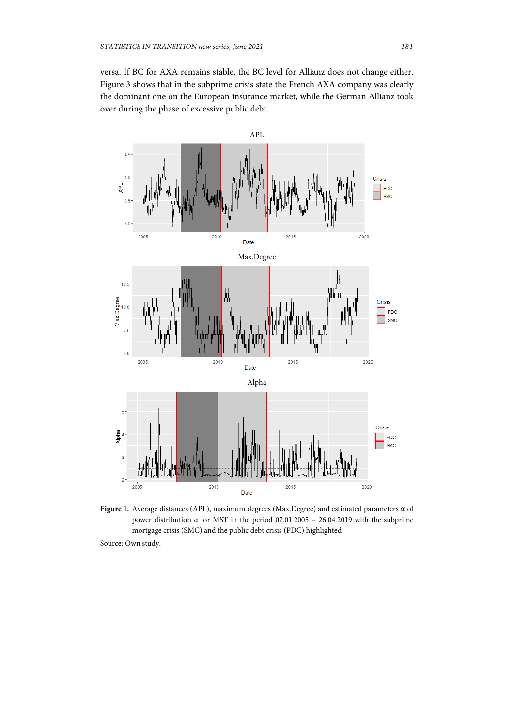versa. If BC for AXA remains stable, the BC level for Allianz does not change either. Figure 3 shows that in the subprime crisis state the French AXA company was clearly the dominant one on the European insurance market, while the German Allianz took over during the phase of excessive public debt.

**Figure 1.** Average distances (APL), maximum degrees (Max.Degree) and estimated parameters $\alpha$ of power distribution $\alpha$ for MST in the period 07.01.2005 – 26.04.2019 with the subprime mortgage crisis (SMC) and the public debt crisis (PDC) highlighted

Source: Own study.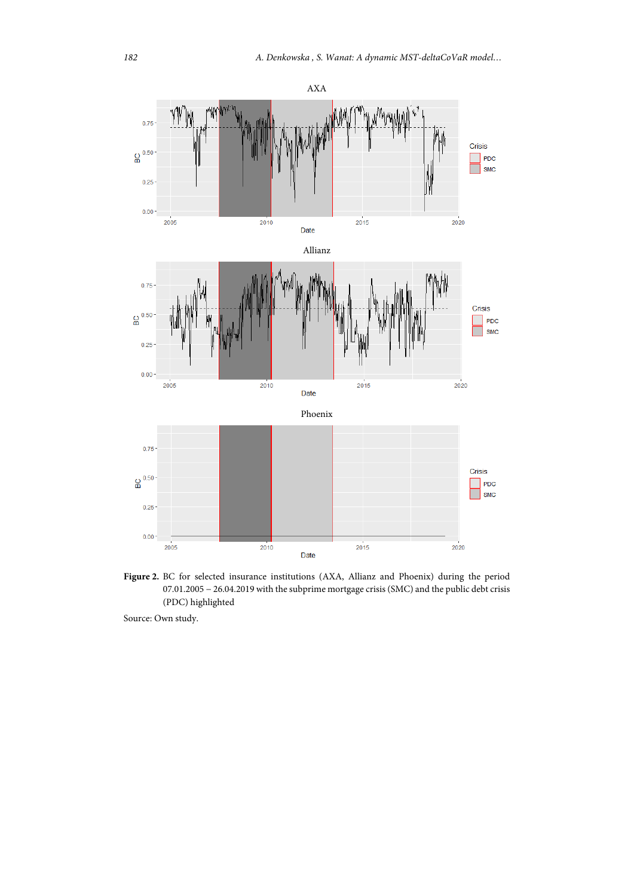**Figure 2.** BC for selected insurance institutions (AXA, Allianz and Phoenix) during the period 07.01.2005 – 26.04.2019 with the subprime mortgage crisis (SMC) and the public debt crisis (PDC) highlighted

Source: Own study.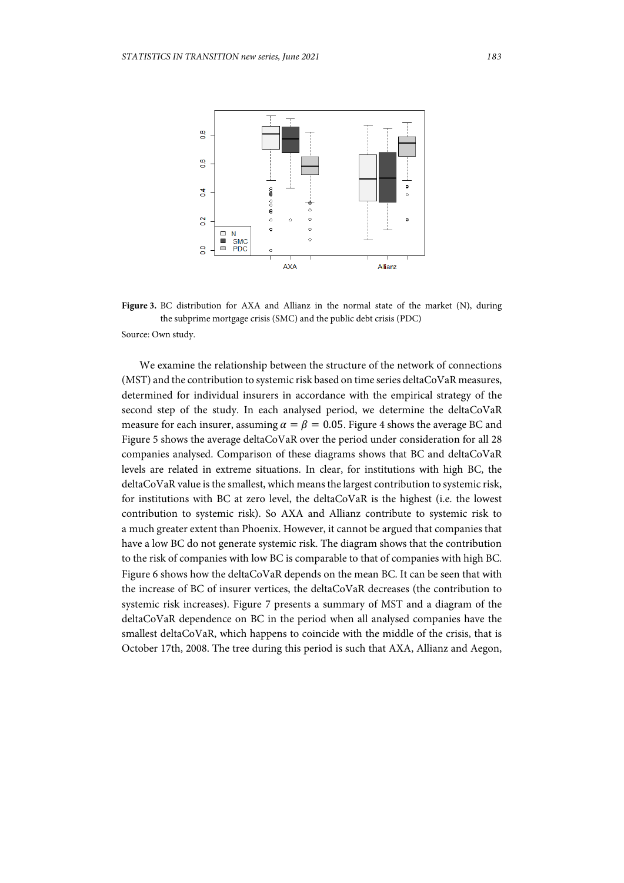**Figure 3.** BC distribution for AXA and Allianz in the normal state of the market (N), during the subprime mortgage crisis (SMC) and the public debt crisis (PDC)

Source: Own study.

We examine the relationship between the structure of the network of connections (MST) and the contribution to systemic risk based on time series deltaCoVaR measures, determined for individual insurers in accordance with the empirical strategy of the second step of the study. In each analysed period, we determine the deltaCoVaR measure for each insurer, assuming $\alpha = \beta = 0.05$. Figure 4 shows the average BC and Figure 5 shows the average deltaCoVaR over the period under consideration for all 28 companies analysed. Comparison of these diagrams shows that BC and deltaCoVaR levels are related in extreme situations. In clear, for institutions with high BC, the deltaCoVaR value is the smallest, which means the largest contribution to systemic risk, for institutions with BC at zero level, the deltaCoVaR is the highest (i.e. the lowest contribution to systemic risk). So AXA and Allianz contribute to systemic risk to a much greater extent than Phoenix. However, it cannot be argued that companies that have a low BC do not generate systemic risk. The diagram shows that the contribution to the risk of companies with low BC is comparable to that of companies with high BC. Figure 6 shows how the deltaCoVaR depends on the mean BC. It can be seen that with the increase of BC of insurer vertices, the deltaCoVaR decreases (the contribution to systemic risk increases). Figure 7 presents a summary of MST and a diagram of the deltaCoVaR dependence on BC in the period when all analysed companies have the smallest deltaCoVaR, which happens to coincide with the middle of the crisis, that is October 17th, 2008. The tree during this period is such that AXA, Allianz and Aegon,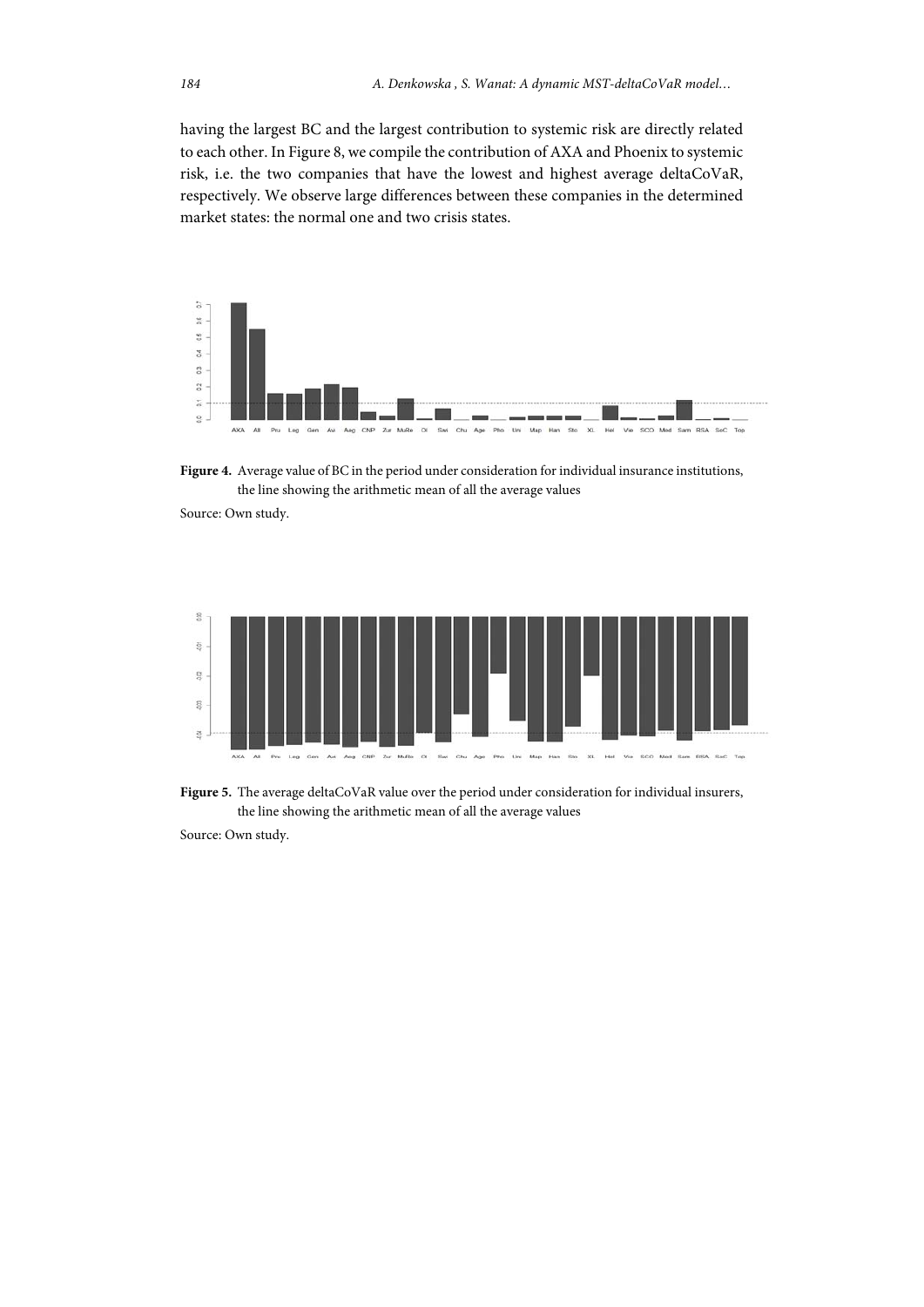having the largest BC and the largest contribution to systemic risk are directly related to each other. In Figure 8, we compile the contribution of AXA and Phoenix to systemic risk, i.e. the two companies that have the lowest and highest average deltaCoVaR, respectively. We observe large differences between these companies in the determined market states: the normal one and two crisis states.

**Figure 4.** Average value of BC in the period under consideration for individual insurance institutions, the line showing the arithmetic mean of all the average values

Source: Own study.

**Figure 5.** The average deltaCoVaR value over the period under consideration for individual insurers, the line showing the arithmetic mean of all the average values

Source: Own study.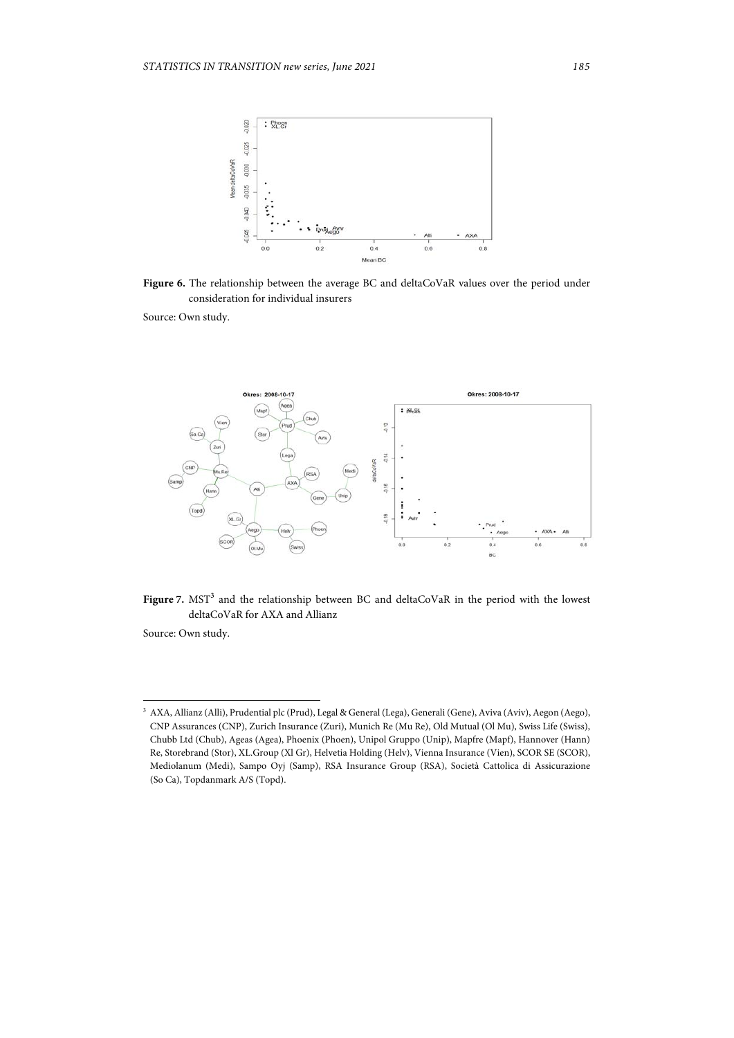**Figure 6.** The relationship between the average BC and deltaCoVaR values over the period under consideration for individual insurers

Source: Own study.

**Figure 7.** MST[3] and the relationship between BC and deltaCoVaR in the period with the lowest deltaCoVaR for AXA and Allianz

Source: Own study.

[3] AXA, Allianz (Alli), Prudential plc (Prud), Legal & General (Lega), Generali (Gene), Aviva (Aviv), Aegon (Aego), CNP Assurances (CNP), Zurich Insurance (Zuri), Munich Re (Mu Re), Old Mutual (Ol Mu), Swiss Life (Swiss), Chubb Ltd (Chub), Ageas (Agea), Phoenix (Phoen), Unipol Gruppo (Unip), Mapfre (Mapf), Hannover (Hann) Re, Storebrand (Stor), XL.Group (Xl Gr), Helvetia Holding (Helv), Vienna Insurance (Vien), SCOR SE (SCOR), Mediolanum (Medi), Sampo Oyj (Samp), RSA Insurance Group (RSA), Società Cattolica di Assicurazione (So Ca), Topdanmark A/S (Topd).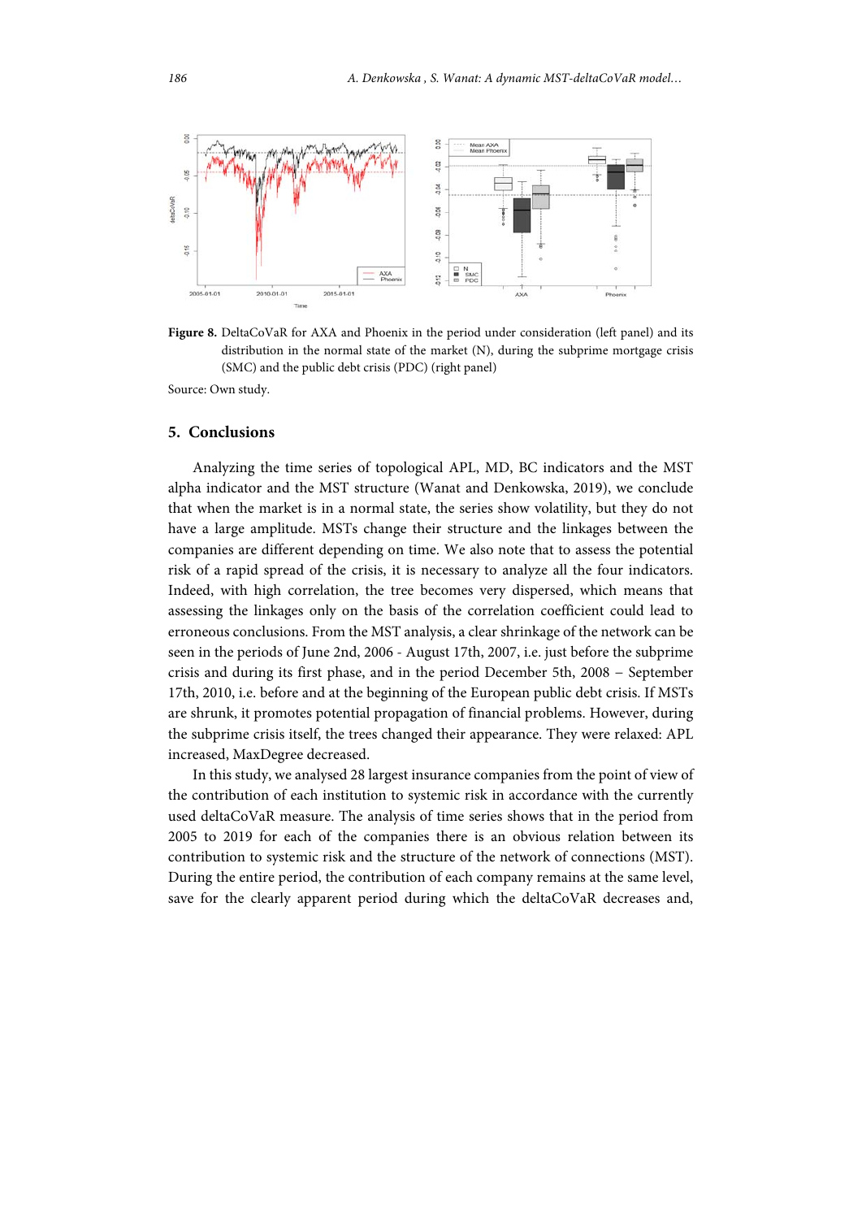**Figure 8.** DeltaCoVaR for AXA and Phoenix in the period under consideration (left panel) and its distribution in the normal state of the market (N), during the subprime mortgage crisis (SMC) and the public debt crisis (PDC) (right panel)

Source: Own study.

## 5. Conclusions

Analyzing the time series of topological APL, MD, BC indicators and the MST alpha indicator and the MST structure (Wanat and Denkowska, 2019), we conclude that when the market is in a normal state, the series show volatility, but they do not have a large amplitude. MSTs change their structure and the linkages between the companies are different depending on time. We also note that to assess the potential risk of a rapid spread of the crisis, it is necessary to analyze all the four indicators. Indeed, with high correlation, the tree becomes very dispersed, which means that assessing the linkages only on the basis of the correlation coefficient could lead to erroneous conclusions. From the MST analysis, a clear shrinkage of the network can be seen in the periods of June 2nd, 2006 - August 17th, 2007, i.e. just before the subprime crisis and during its first phase, and in the period December 5th, 2008 – September 17th, 2010, i.e. before and at the beginning of the European public debt crisis. If MSTs are shrunk, it promotes potential propagation of financial problems. However, during the subprime crisis itself, the trees changed their appearance. They were relaxed: APL increased, MaxDegree decreased.

In this study, we analysed 28 largest insurance companies from the point of view of the contribution of each institution to systemic risk in accordance with the currently used deltaCoVaR measure. The analysis of time series shows that in the period from 2005 to 2019 for each of the companies there is an obvious relation between its contribution to systemic risk and the structure of the network of connections (MST). During the entire period, the contribution of each company remains at the same level, save for the clearly apparent period during which the deltaCoVaR decreases and,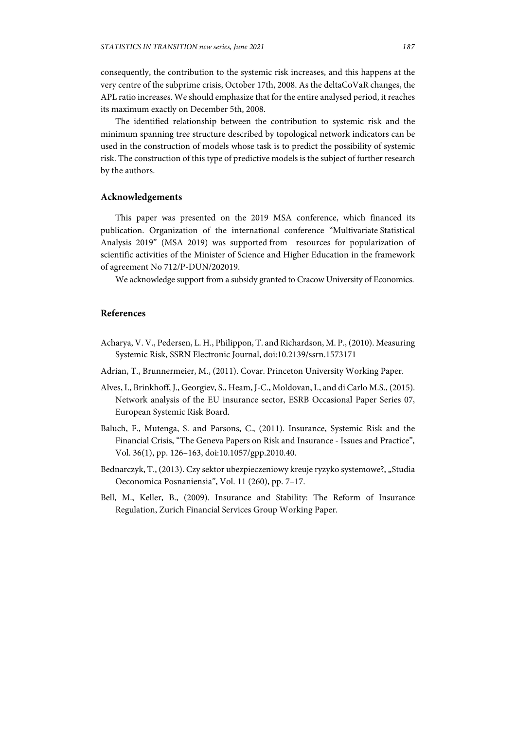consequently, the contribution to the systemic risk increases, and this happens at the very centre of the subprime crisis, October 17th, 2008. As the deltaCoVaR changes, the APL ratio increases. We should emphasize that for the entire analysed period, it reaches its maximum exactly on December 5th, 2008.

The identified relationship between the contribution to systemic risk and the minimum spanning tree structure described by topological network indicators can be used in the construction of models whose task is to predict the possibility of systemic risk. The construction of this type of predictive models is the subject of further research by the authors.

## Acknowledgements

This paper was presented on the 2019 MSA conference, which financed its publication. Organization of the international conference "Multivariate Statistical Analysis 2019" (MSA 2019) was supported from resources for popularization of scientific activities of the Minister of Science and Higher Education in the framework of agreement No 712/P-DUN/202019.

We acknowledge support from a subsidy granted to Cracow University of Economics.

## References

Acharya, V. V., Pedersen, L. H., Philippon, T. and Richardson, M. P., (2010). Measuring Systemic Risk, SSRN Electronic Journal, doi:10.2139/ssrn.1573171

Adrian, T., Brunnermeier, M., (2011). Covar. Princeton University Working Paper.

Alves, I., Brinkhoff, J., Georgiev, S., Heam, J-C., Moldovan, I., and di Carlo M.S., (2015). Network analysis of the EU insurance sector, ESRB Occasional Paper Series 07, European Systemic Risk Board.

Baluch, F., Mutenga, S. and Parsons, C., (2011). Insurance, Systemic Risk and the Financial Crisis, "The Geneva Papers on Risk and Insurance - Issues and Practice", Vol. 36(1), pp. 126–163, doi:10.1057/gpp.2010.40.

Bednarczyk, T., (2013). Czy sektor ubezpieczeniowy kreuje ryzyko systemowe?, „Studia Oeconomica Posnaniensia", Vol. 11 (260), pp. 7–17.

Bell, M., Keller, B., (2009). Insurance and Stability: The Reform of Insurance Regulation, Zurich Financial Services Group Working Paper.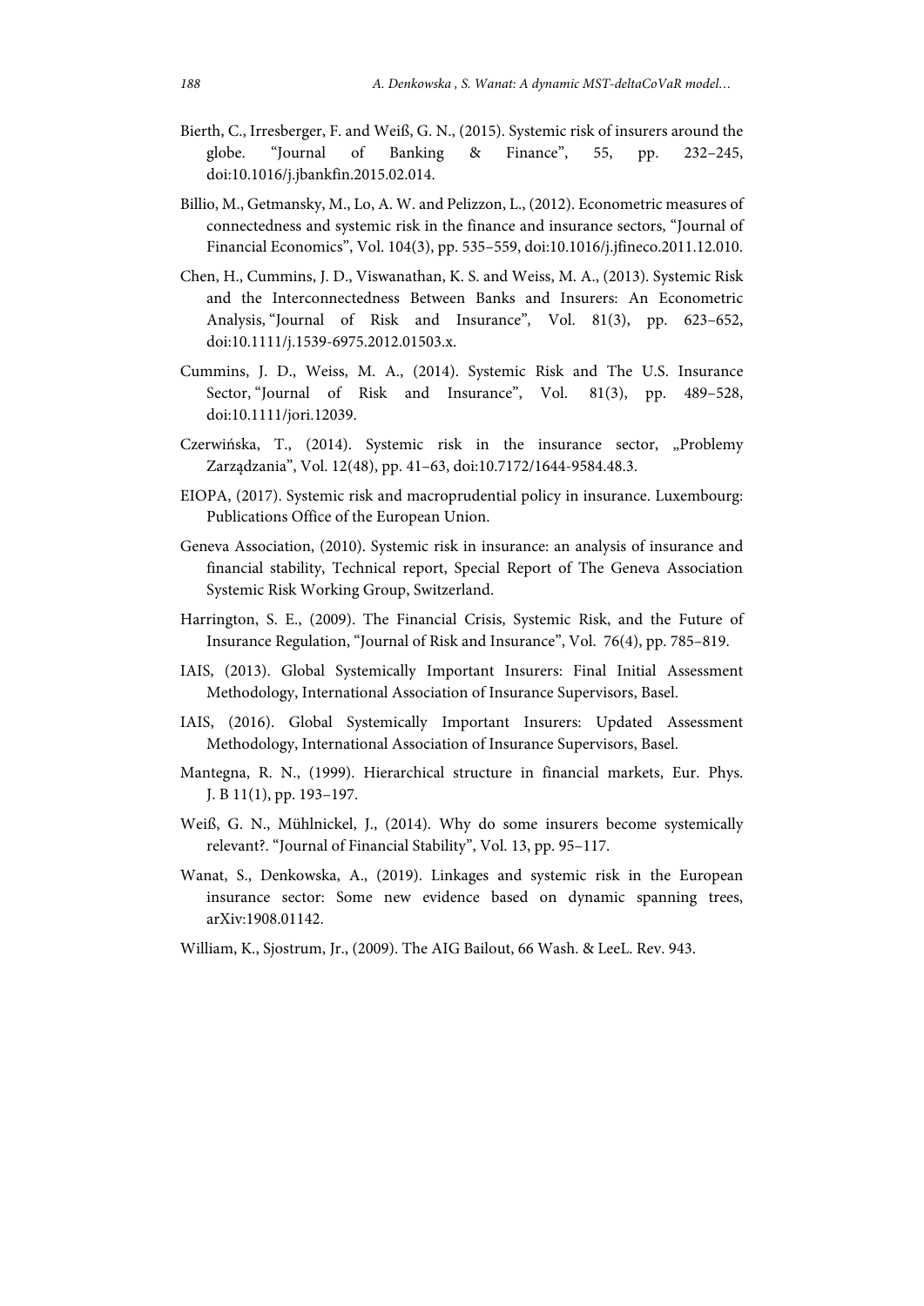Bierth, C., Irresberger, F. and Weiß, G. N., (2015). Systemic risk of insurers around the globe. "Journal of Banking & Finance", 55, pp. 232–245, doi:10.1016/j.jbankfin.2015.02.014.

Billio, M., Getmansky, M., Lo, A. W. and Pelizzon, L., (2012). Econometric measures of connectedness and systemic risk in the finance and insurance sectors, "Journal of Financial Economics", Vol. 104(3), pp. 535–559, doi:10.1016/j.jfineco.2011.12.010.

Chen, H., Cummins, J. D., Viswanathan, K. S. and Weiss, M. A., (2013). Systemic Risk and the Interconnectedness Between Banks and Insurers: An Econometric Analysis, "Journal of Risk and Insurance", Vol. 81(3), pp. 623–652, doi:10.1111/j.1539-6975.2012.01503.x.

Cummins, J. D., Weiss, M. A., (2014). Systemic Risk and The U.S. Insurance Sector, "Journal of Risk and Insurance", Vol. 81(3), pp. 489–528, doi:10.1111/jori.12039.

Czerwińska, T., (2014). Systemic risk in the insurance sector, „Problemy Zarządzania", Vol. 12(48), pp. 41–63, doi:10.7172/1644-9584.48.3.

EIOPA, (2017). Systemic risk and macroprudential policy in insurance. Luxembourg: Publications Office of the European Union.

Geneva Association, (2010). Systemic risk in insurance: an analysis of insurance and financial stability, Technical report, Special Report of The Geneva Association Systemic Risk Working Group, Switzerland.

Harrington, S. E., (2009). The Financial Crisis, Systemic Risk, and the Future of Insurance Regulation, "Journal of Risk and Insurance", Vol. 76(4), pp. 785–819.

IAIS, (2013). Global Systemically Important Insurers: Final Initial Assessment Methodology, International Association of Insurance Supervisors, Basel.

IAIS, (2016). Global Systemically Important Insurers: Updated Assessment Methodology, International Association of Insurance Supervisors, Basel.

Mantegna, R. N., (1999). Hierarchical structure in financial markets, Eur. Phys. J. B 11(1), pp. 193–197.

Weiß, G. N., Mühlnickel, J., (2014). Why do some insurers become systemically relevant?. "Journal of Financial Stability", Vol. 13, pp. 95–117.

Wanat, S., Denkowska, A., (2019). Linkages and systemic risk in the European insurance sector: Some new evidence based on dynamic spanning trees, arXiv:1908.01142.

William, K., Sjostrum, Jr., (2009). The AIG Bailout, 66 Wash. & LeeL. Rev. 943.